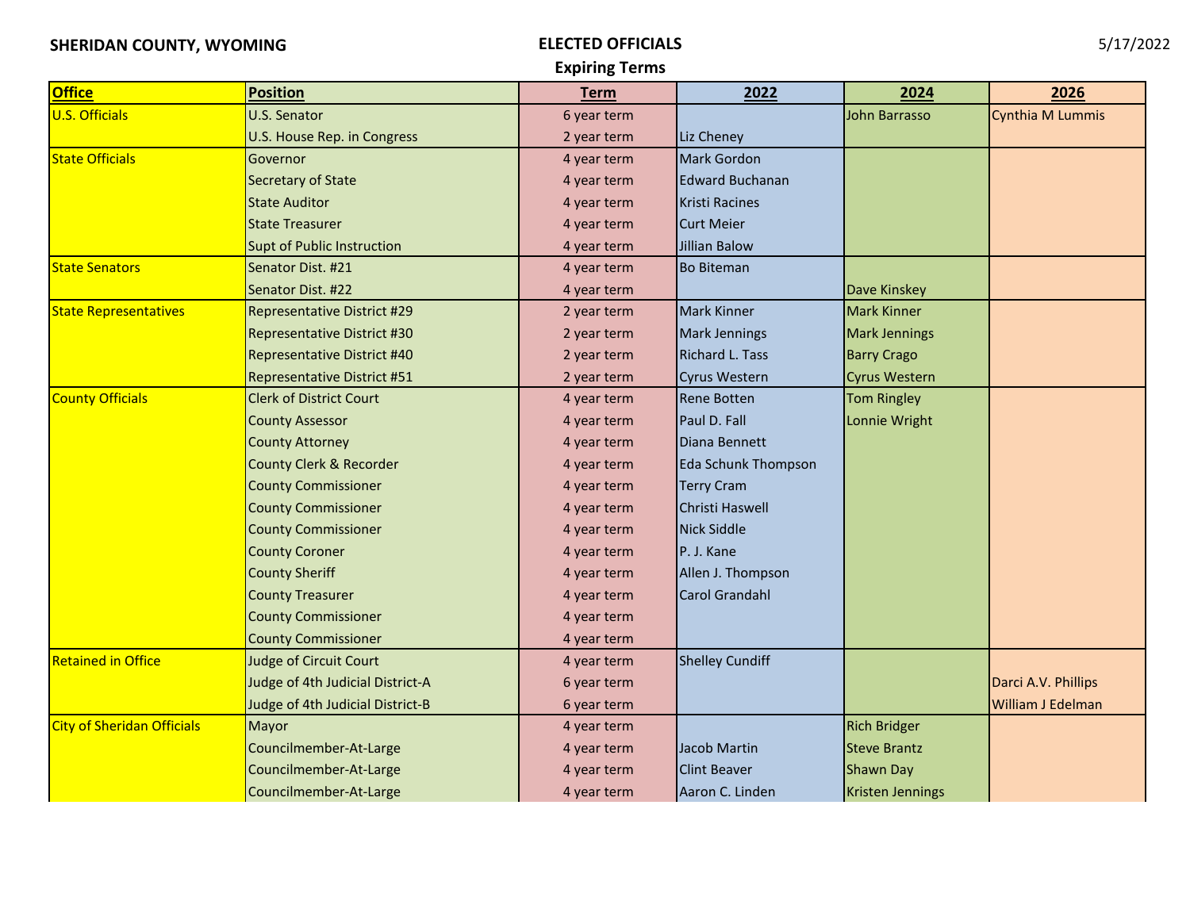**SHERIDAN COUNTY, WYOMING**

**ELECTED OFFICIALS**

**Expiring Terms**

5/17/2022

| Office | Position | Term | 2022 | 2024 | 2026 |
|---|---|---|---|---|---|
| U.S. Officials | U.S. Senator | 6 year term | | John Barrasso | Cynthia M Lummis |
| | U.S. House Rep. in Congress | 2 year term | Liz Cheney | | |
| State Officials | Governor | 4 year term | Mark Gordon | | |
| | Secretary of State | 4 year term | Edward Buchanan | | |
| | State Auditor | 4 year term | Kristi Racines | | |
| | State Treasurer | 4 year term | Curt Meier | | |
| | Supt of Public Instruction | 4 year term | Jillian Balow | | |
| State Senators | Senator Dist. #21 | 4 year term | Bo Biteman | | |
| | Senator Dist. #22 | 4 year term | | Dave Kinskey | |
| State Representatives | Representative District #29 | 2 year term | Mark Kinner | Mark Kinner | |
| | Representative District #30 | 2 year term | Mark Jennings | Mark Jennings | |
| | Representative District #40 | 2 year term | Richard L. Tass | Barry Crago | |
| | Representative District #51 | 2 year term | Cyrus Western | Cyrus Western | |
| County Officials | Clerk of District Court | 4 year term | Rene Botten | Tom Ringley | |
| | County Assessor | 4 year term | Paul D. Fall | Lonnie Wright | |
| | County Attorney | 4 year term | Diana Bennett | | |
| | County Clerk & Recorder | 4 year term | Eda Schunk Thompson | | |
| | County Commissioner | 4 year term | Terry Cram | | |
| | County Commissioner | 4 year term | Christi Haswell | | |
| | County Commissioner | 4 year term | Nick Siddle | | |
| | County Coroner | 4 year term | P. J. Kane | | |
| | County Sheriff | 4 year term | Allen J. Thompson | | |
| | County Treasurer | 4 year term | Carol Grandahl | | |
| | County Commissioner | 4 year term | | | |
| | County Commissioner | 4 year term | | | |
| Retained in Office | Judge of Circuit Court | 4 year term | Shelley Cundiff | | |
| | Judge of 4th Judicial District-A | 6 year term | | | Darci A.V. Phillips |
| | Judge of 4th Judicial District-B | 6 year term | | | William J Edelman |
| City of Sheridan Officials | Mayor | 4 year term | | Rich Bridger | |
| | Councilmember-At-Large | 4 year term | Jacob Martin | Steve Brantz | |
| | Councilmember-At-Large | 4 year term | Clint Beaver | Shawn Day | |
| | Councilmember-At-Large | 4 year term | Aaron C. Linden | Kristen Jennings | |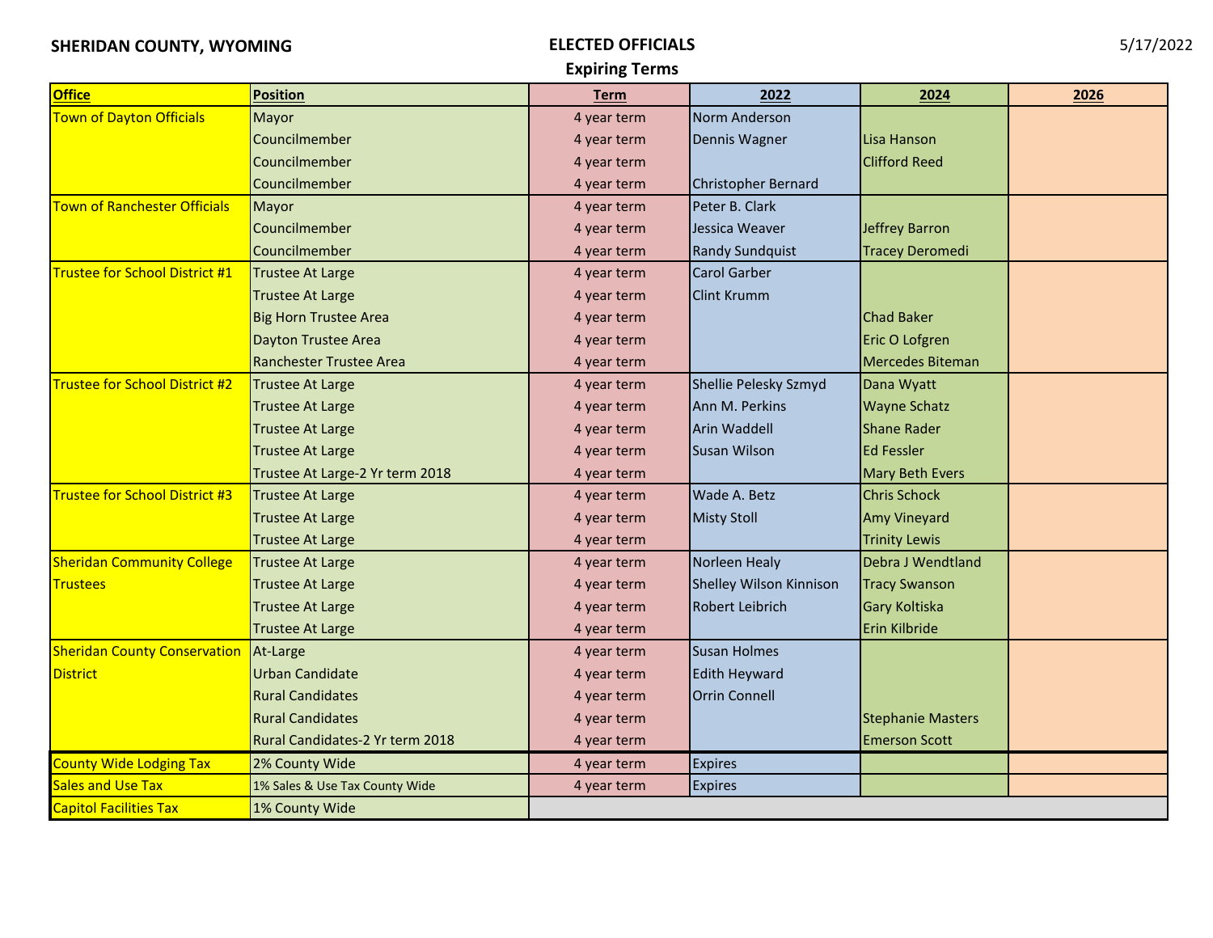**SHERIDAN COUNTY, WYOMING**

**ELECTED OFFICIALS**
**Expiring Terms**

5/17/2022

| Office | Position | Term | 2022 | 2024 | 2026 |
|---|---|---|---|---|---|
| Town of Dayton Officials | Mayor | 4 year term | Norm Anderson | | |
| | Councilmember | 4 year term | Dennis Wagner | Lisa Hanson | |
| | Councilmember | 4 year term | | Clifford Reed | |
| | Councilmember | 4 year term | Christopher Bernard | | |
| Town of Ranchester Officials | Mayor | 4 year term | Peter B. Clark | | |
| | Councilmember | 4 year term | Jessica Weaver | Jeffrey Barron | |
| | Councilmember | 4 year term | Randy Sundquist | Tracey Deromedi | |
| Trustee for School District #1 | Trustee At Large | 4 year term | Carol Garber | | |
| | Trustee At Large | 4 year term | Clint Krumm | | |
| | Big Horn Trustee Area | 4 year term | | Chad Baker | |
| | Dayton Trustee Area | 4 year term | | Eric O Lofgren | |
| | Ranchester Trustee Area | 4 year term | | Mercedes Biteman | |
| Trustee for School District #2 | Trustee At Large | 4 year term | Shellie Pelesky Szmyd | Dana Wyatt | |
| | Trustee At Large | 4 year term | Ann M. Perkins | Wayne Schatz | |
| | Trustee At Large | 4 year term | Arin Waddell | Shane Rader | |
| | Trustee At Large | 4 year term | Susan Wilson | Ed Fessler | |
| | Trustee At Large-2 Yr term 2018 | 4 year term | | Mary Beth Evers | |
| Trustee for School District #3 | Trustee At Large | 4 year term | Wade A. Betz | Chris Schock | |
| | Trustee At Large | 4 year term | Misty Stoll | Amy Vineyard | |
| | Trustee At Large | 4 year term | | Trinity Lewis | |
| Sheridan Community College Trustees | Trustee At Large | 4 year term | Norleen Healy | Debra J Wendtland | |
| | Trustee At Large | 4 year term | Shelley Wilson Kinnison | Tracy Swanson | |
| | Trustee At Large | 4 year term | Robert Leibrich | Gary Koltiska | |
| | Trustee At Large | 4 year term | | Erin Kilbride | |
| Sheridan County Conservation District | At-Large | 4 year term | Susan Holmes | | |
| | Urban Candidate | 4 year term | Edith Heyward | | |
| | Rural Candidates | 4 year term | Orrin Connell | | |
| | Rural Candidates | 4 year term | | Stephanie Masters | |
| | Rural Candidates-2 Yr term 2018 | 4 year term | | Emerson Scott | |
| County Wide Lodging Tax | 2% County Wide | 4 year term | Expires | | |
| Sales and Use Tax | 1% Sales & Use Tax County Wide | 4 year term | Expires | | |
| Capitol Facilities Tax | 1% County Wide | | | | |